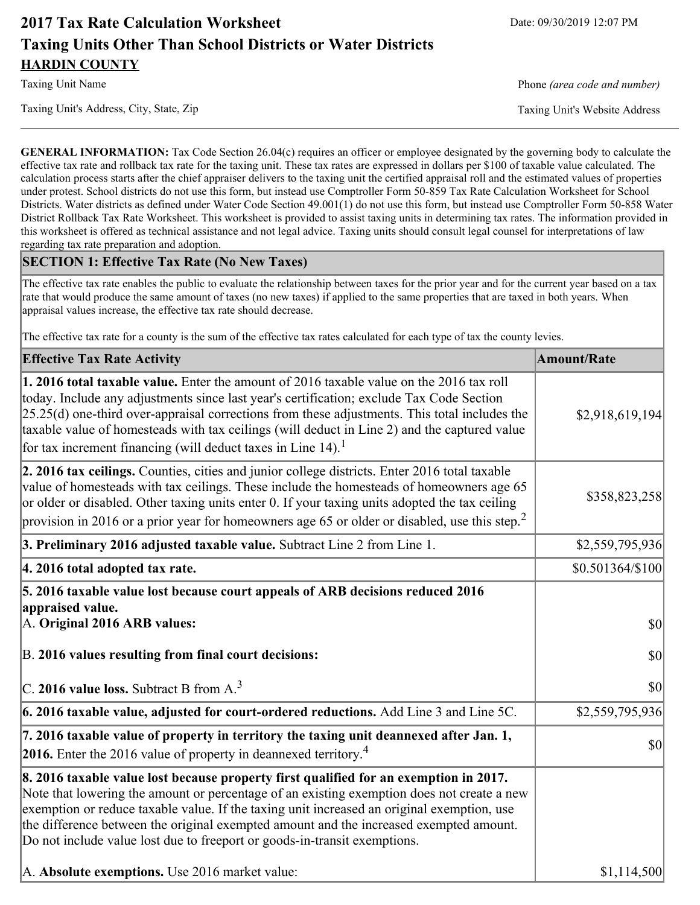# 2017 Tax Rate Calculation Worksheet

Date: 09/30/2019 12:07 PM

## Taxing Units Other Than School Districts or Water Districts

**HARDIN COUNTY**

Taxing Unit Name

Phone *(area code and number)*

Taxing Unit's Address, City, State, Zip

Taxing Unit's Website Address

---

**GENERAL INFORMATION:** Tax Code Section 26.04(c) requires an officer or employee designated by the governing body to calculate the effective tax rate and rollback tax rate for the taxing unit. These tax rates are expressed in dollars per $100 of taxable value calculated. The calculation process starts after the chief appraiser delivers to the taxing unit the certified appraisal roll and the estimated values of properties under protest. School districts do not use this form, but instead use Comptroller Form 50-859 Tax Rate Calculation Worksheet for School Districts. Water districts as defined under Water Code Section 49.001(1) do not use this form, but instead use Comptroller Form 50-858 Water District Rollback Tax Rate Worksheet. This worksheet is provided to assist taxing units in determining tax rates. The information provided in this worksheet is offered as technical assistance and not legal advice. Taxing units should consult legal counsel for interpretations of law regarding tax rate preparation and adoption.

## SECTION 1: Effective Tax Rate (No New Taxes)

The effective tax rate enables the public to evaluate the relationship between taxes for the prior year and for the current year based on a tax rate that would produce the same amount of taxes (no new taxes) if applied to the same properties that are taxed in both years. When appraisal values increase, the effective tax rate should decrease.

The effective tax rate for a county is the sum of the effective tax rates calculated for each type of tax the county levies.

| Effective Tax Rate Activity | Amount/Rate |
|---|---|
| **1. 2016 total taxable value.** Enter the amount of 2016 taxable value on the 2016 tax roll today. Include any adjustments since last year's certification; exclude Tax Code Section 25.25(d) one-third over-appraisal corrections from these adjustments. This total includes the taxable value of homesteads with tax ceilings (will deduct in Line 2) and the captured value for tax increment financing (will deduct taxes in Line 14).[1] | $2,918,619,194 |
| **2. 2016 tax ceilings.** Counties, cities and junior college districts. Enter 2016 total taxable value of homesteads with tax ceilings. These include the homesteads of homeowners age 65 or older or disabled. Other taxing units enter 0. If your taxing units adopted the tax ceiling provision in 2016 or a prior year for homeowners age 65 or older or disabled, use this step.[2] | $358,823,258 |
| **3. Preliminary 2016 adjusted taxable value.** Subtract Line 2 from Line 1. | $2,559,795,936 |
| **4. 2016 total adopted tax rate.** | $0.501364/$100 |
| **5. 2016 taxable value lost because court appeals of ARB decisions reduced 2016 appraised value.** | |
| A. **Original 2016 ARB values:** | $0 |
| B. **2016 values resulting from final court decisions:** | $0 |
| C. **2016 value loss.** Subtract B from A.[3] | $0 |
| **6. 2016 taxable value, adjusted for court-ordered reductions.** Add Line 3 and Line 5C. | $2,559,795,936 |
| **7. 2016 taxable value of property in territory the taxing unit deannexed after Jan. 1, 2016.** Enter the 2016 value of property in deannexed territory.[4] | $0 |
| **8. 2016 taxable value lost because property first qualified for an exemption in 2017.** Note that lowering the amount or percentage of an existing exemption does not create a new exemption or reduce taxable value. If the taxing unit increased an original exemption, use the difference between the original exempted amount and the increased exempted amount. Do not include value lost due to freeport or goods-in-transit exemptions. | |
| A. **Absolute exemptions.** Use 2016 market value: | $1,114,500 |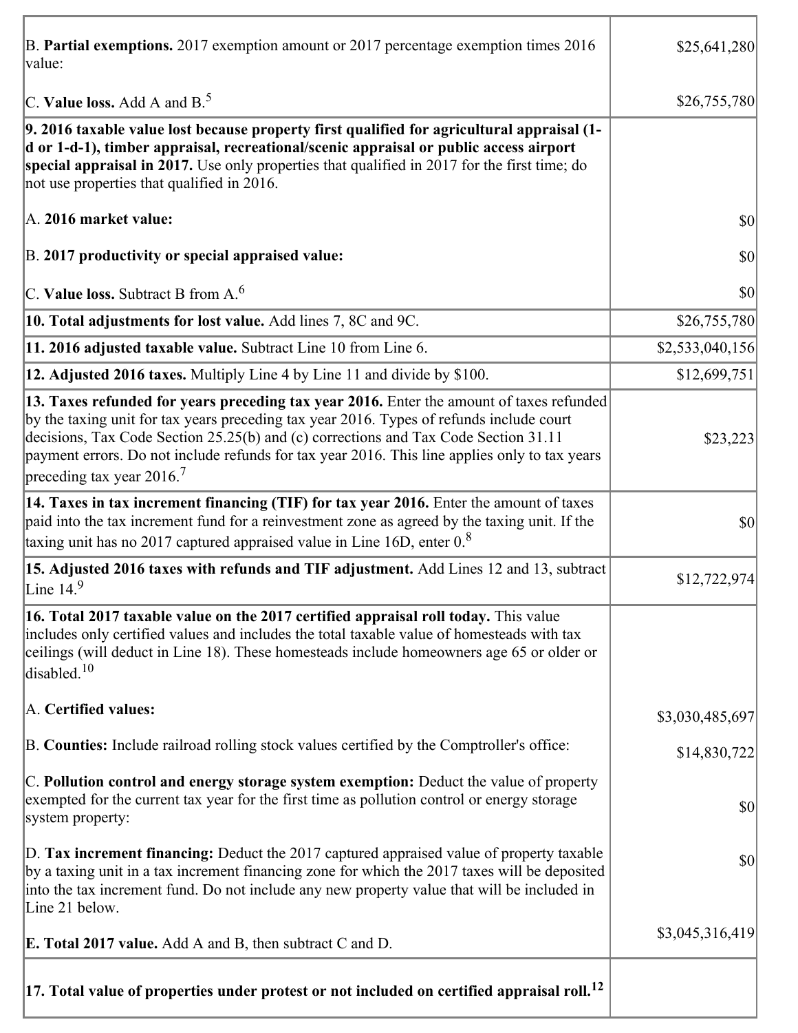| | |
|---|---|
| B. **Partial exemptions.** 2017 exemption amount or 2017 percentage exemption times 2016 value: | $25,641,280 |
| C. **Value loss.** Add A and B.[5] | $26,755,780 |
| **9. 2016 taxable value lost because property first qualified for agricultural appraisal (1-d or 1-d-1), timber appraisal, recreational/scenic appraisal or public access airport special appraisal in 2017.** Use only properties that qualified in 2017 for the first time; do not use properties that qualified in 2016. | |
| A. **2016 market value:** | $0 |
| B. **2017 productivity or special appraised value:** | $0 |
| C. **Value loss.** Subtract B from A.[6] | $0 |
| **10. Total adjustments for lost value.** Add lines 7, 8C and 9C. | $26,755,780 |
| **11. 2016 adjusted taxable value.** Subtract Line 10 from Line 6. | $2,533,040,156 |
| **12. Adjusted 2016 taxes.** Multiply Line 4 by Line 11 and divide by $100. | $12,699,751 |
| **13. Taxes refunded for years preceding tax year 2016.** Enter the amount of taxes refunded by the taxing unit for tax years preceding tax year 2016. Types of refunds include court decisions, Tax Code Section 25.25(b) and (c) corrections and Tax Code Section 31.11 payment errors. Do not include refunds for tax year 2016. This line applies only to tax years preceding tax year 2016.[7] | $23,223 |
| **14. Taxes in tax increment financing (TIF) for tax year 2016.** Enter the amount of taxes paid into the tax increment fund for a reinvestment zone as agreed by the taxing unit. If the taxing unit has no 2017 captured appraised value in Line 16D, enter 0.[8] | $0 |
| **15. Adjusted 2016 taxes with refunds and TIF adjustment.** Add Lines 12 and 13, subtract Line 14.[9] | $12,722,974 |
| **16. Total 2017 taxable value on the 2017 certified appraisal roll today.** This value includes only certified values and includes the total taxable value of homesteads with tax ceilings (will deduct in Line 18). These homesteads include homeowners age 65 or older or disabled.[10] | |
| A. **Certified values:** | $3,030,485,697 |
| B. **Counties:** Include railroad rolling stock values certified by the Comptroller's office: | $14,830,722 |
| C. **Pollution control and energy storage system exemption:** Deduct the value of property exempted for the current tax year for the first time as pollution control or energy storage system property: | $0 |
| D. **Tax increment financing:** Deduct the 2017 captured appraised value of property taxable by a taxing unit in a tax increment financing zone for which the 2017 taxes will be deposited into the tax increment fund. Do not include any new property value that will be included in Line 21 below. | $0 |
| **E. Total 2017 value.** Add A and B, then subtract C and D. | $3,045,316,419 |
| **17. Total value of properties under protest or not included on certified appraisal roll.**[12] | |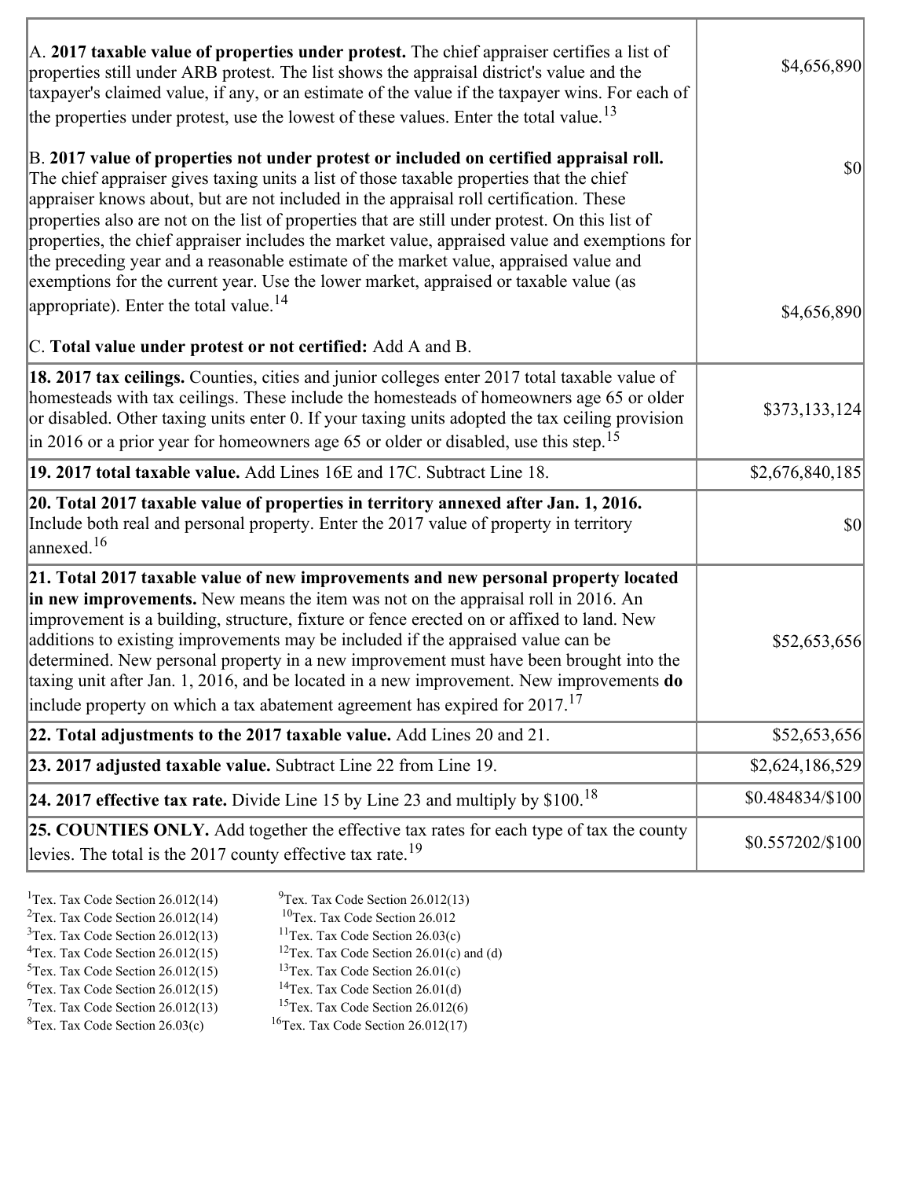| | |
|---|---|
| A. **2017 taxable value of properties under protest.** The chief appraiser certifies a list of properties still under ARB protest. The list shows the appraisal district's value and the taxpayer's claimed value, if any, or an estimate of the value if the taxpayer wins. For each of the properties under protest, use the lowest of these values. Enter the total value.[13] <br><br> B. **2017 value of properties not under protest or included on certified appraisal roll.** The chief appraiser gives taxing units a list of those taxable properties that the chief appraiser knows about, but are not included in the appraisal roll certification. These properties also are not on the list of properties that are still under protest. On this list of properties, the chief appraiser includes the market value, appraised value and exemptions for the preceding year and a reasonable estimate of the market value, appraised value and exemptions for the current year. Use the lower market, appraised or taxable value (as appropriate). Enter the total value.[14] <br><br> C. **Total value under protest or not certified:** Add A and B. | $4,656,890 <br><br> $0 <br><br> $4,656,890 |
| **18. 2017 tax ceilings.** Counties, cities and junior colleges enter 2017 total taxable value of homesteads with tax ceilings. These include the homesteads of homeowners age 65 or older or disabled. Other taxing units enter 0. If your taxing units adopted the tax ceiling provision in 2016 or a prior year for homeowners age 65 or older or disabled, use this step.[15] | $373,133,124 |
| **19. 2017 total taxable value.** Add Lines 16E and 17C. Subtract Line 18. | $2,676,840,185 |
| **20. Total 2017 taxable value of properties in territory annexed after Jan. 1, 2016.** Include both real and personal property. Enter the 2017 value of property in territory annexed.[16] | $0 |
| **21. Total 2017 taxable value of new improvements and new personal property located in new improvements.** New means the item was not on the appraisal roll in 2016. An improvement is a building, structure, fixture or fence erected on or affixed to land. New additions to existing improvements may be included if the appraised value can be determined. New personal property in a new improvement must have been brought into the taxing unit after Jan. 1, 2016, and be located in a new improvement. New improvements **do** include property on which a tax abatement agreement has expired for 2017.[17] | $52,653,656 |
| **22. Total adjustments to the 2017 taxable value.** Add Lines 20 and 21. | $52,653,656 |
| **23. 2017 adjusted taxable value.** Subtract Line 22 from Line 19. | $2,624,186,529 |
| **24. 2017 effective tax rate.** Divide Line 15 by Line 23 and multiply by $100.[18] | $0.484834/$100 |
| **25. COUNTIES ONLY.** Add together the effective tax rates for each type of tax the county levies. The total is the 2017 county effective tax rate.[19] | $0.557202/$100 |

[1]Tex. Tax Code Section 26.012(14)
[2]Tex. Tax Code Section 26.012(14)
[3]Tex. Tax Code Section 26.012(13)
[4]Tex. Tax Code Section 26.012(15)
[5]Tex. Tax Code Section 26.012(15)
[6]Tex. Tax Code Section 26.012(15)
[7]Tex. Tax Code Section 26.012(13)
[8]Tex. Tax Code Section 26.03(c)
[9]Tex. Tax Code Section 26.012(13)
[10]Tex. Tax Code Section 26.012
[11]Tex. Tax Code Section 26.03(c)
[12]Tex. Tax Code Section 26.01(c) and (d)
[13]Tex. Tax Code Section 26.01(c)
[14]Tex. Tax Code Section 26.01(d)
[15]Tex. Tax Code Section 26.012(6)
[16]Tex. Tax Code Section 26.012(17)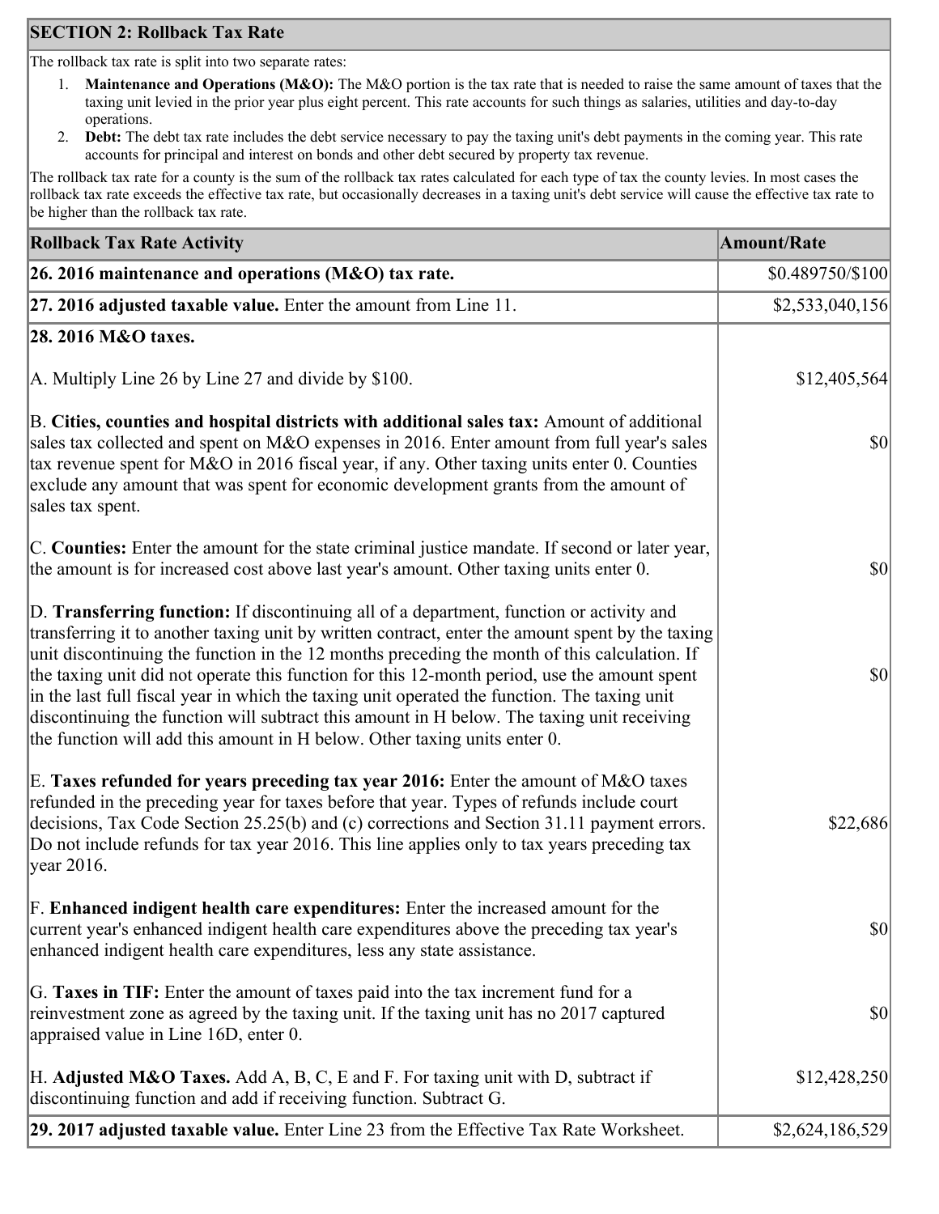## SECTION 2: Rollback Tax Rate

The rollback tax rate is split into two separate rates:

1. **Maintenance and Operations (M&O):** The M&O portion is the tax rate that is needed to raise the same amount of taxes that the taxing unit levied in the prior year plus eight percent. This rate accounts for such things as salaries, utilities and day-to-day operations.
2. **Debt:** The debt tax rate includes the debt service necessary to pay the taxing unit's debt payments in the coming year. This rate accounts for principal and interest on bonds and other debt secured by property tax revenue.

The rollback tax rate for a county is the sum of the rollback tax rates calculated for each type of tax the county levies. In most cases the rollback tax rate exceeds the effective tax rate, but occasionally decreases in a taxing unit's debt service will cause the effective tax rate to be higher than the rollback tax rate.

| Rollback Tax Rate Activity | Amount/Rate |
|---|---|
| **26. 2016 maintenance and operations (M&O) tax rate.** | $0.489750/$100 |
| **27. 2016 adjusted taxable value.** Enter the amount from Line 11. | $2,533,040,156 |
| **28. 2016 M&O taxes.** | |
| A. Multiply Line 26 by Line 27 and divide by $100. | $12,405,564 |
| B. **Cities, counties and hospital districts with additional sales tax:** Amount of additional sales tax collected and spent on M&O expenses in 2016. Enter amount from full year's sales tax revenue spent for M&O in 2016 fiscal year, if any. Other taxing units enter 0. Counties exclude any amount that was spent for economic development grants from the amount of sales tax spent. | $0 |
| C. **Counties:** Enter the amount for the state criminal justice mandate. If second or later year, the amount is for increased cost above last year's amount. Other taxing units enter 0. | $0 |
| D. **Transferring function:** If discontinuing all of a department, function or activity and transferring it to another taxing unit by written contract, enter the amount spent by the taxing unit discontinuing the function in the 12 months preceding the month of this calculation. If the taxing unit did not operate this function for this 12-month period, use the amount spent in the last full fiscal year in which the taxing unit operated the function. The taxing unit discontinuing the function will subtract this amount in H below. The taxing unit receiving the function will add this amount in H below. Other taxing units enter 0. | $0 |
| E. **Taxes refunded for years preceding tax year 2016:** Enter the amount of M&O taxes refunded in the preceding year for taxes before that year. Types of refunds include court decisions, Tax Code Section 25.25(b) and (c) corrections and Section 31.11 payment errors. Do not include refunds for tax year 2016. This line applies only to tax years preceding tax year 2016. | $22,686 |
| F. **Enhanced indigent health care expenditures:** Enter the increased amount for the current year's enhanced indigent health care expenditures above the preceding tax year's enhanced indigent health care expenditures, less any state assistance. | $0 |
| G. **Taxes in TIF:** Enter the amount of taxes paid into the tax increment fund for a reinvestment zone as agreed by the taxing unit. If the taxing unit has no 2017 captured appraised value in Line 16D, enter 0. | $0 |
| H. **Adjusted M&O Taxes.** Add A, B, C, E and F. For taxing unit with D, subtract if discontinuing function and add if receiving function. Subtract G. | $12,428,250 |
| **29. 2017 adjusted taxable value.** Enter Line 23 from the Effective Tax Rate Worksheet. | $2,624,186,529 |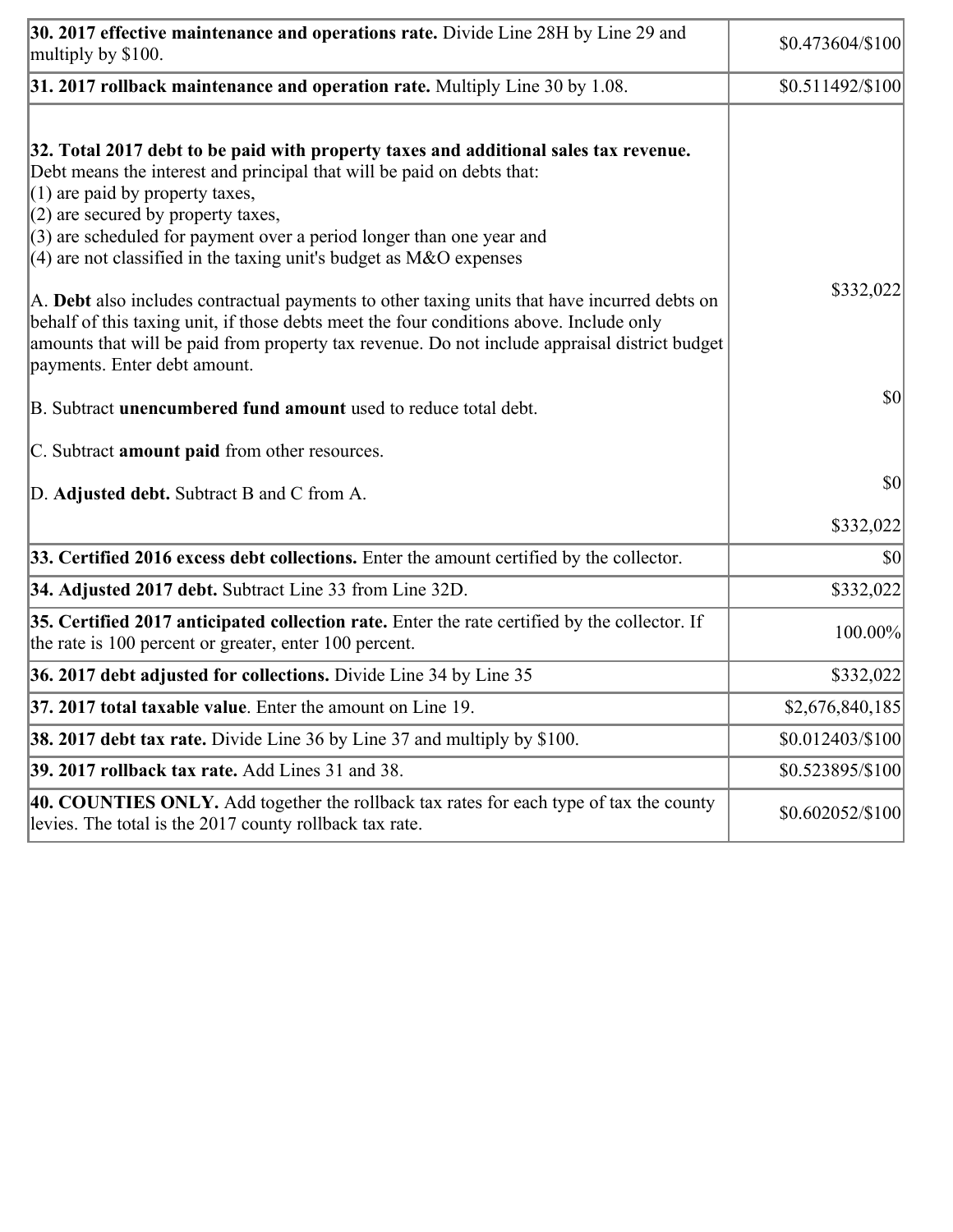| | |
|---|---|
| **30. 2017 effective maintenance and operations rate.** Divide Line 28H by Line 29 and multiply by $100. | $0.473604/$100 |
| **31. 2017 rollback maintenance and operation rate.** Multiply Line 30 by 1.08. | $0.511492/$100 |
| **32. Total 2017 debt to be paid with property taxes and additional sales tax revenue.** Debt means the interest and principal that will be paid on debts that:<br>(1) are paid by property taxes,<br>(2) are secured by property taxes,<br>(3) are scheduled for payment over a period longer than one year and<br>(4) are not classified in the taxing unit's budget as M&O expenses<br><br>A. **Debt** also includes contractual payments to other taxing units that have incurred debts on behalf of this taxing unit, if those debts meet the four conditions above. Include only amounts that will be paid from property tax revenue. Do not include appraisal district budget payments. Enter debt amount.<br><br>B. Subtract **unencumbered fund amount** used to reduce total debt.<br><br>C. Subtract **amount paid** from other resources.<br><br>D. **Adjusted debt.** Subtract B and C from A. | $332,022<br><br>$0<br><br>$0<br><br>$332,022 |
| **33. Certified 2016 excess debt collections.** Enter the amount certified by the collector. | $0 |
| **34. Adjusted 2017 debt.** Subtract Line 33 from Line 32D. | $332,022 |
| **35. Certified 2017 anticipated collection rate.** Enter the rate certified by the collector. If the rate is 100 percent or greater, enter 100 percent. | 100.00% |
| **36. 2017 debt adjusted for collections.** Divide Line 34 by Line 35 | $332,022 |
| **37. 2017 total taxable value**. Enter the amount on Line 19. | $2,676,840,185 |
| **38. 2017 debt tax rate.** Divide Line 36 by Line 37 and multiply by $100. | $0.012403/$100 |
| **39. 2017 rollback tax rate.** Add Lines 31 and 38. | $0.523895/$100 |
| **40. COUNTIES ONLY.** Add together the rollback tax rates for each type of tax the county levies. The total is the 2017 county rollback tax rate. | $0.602052/$100 |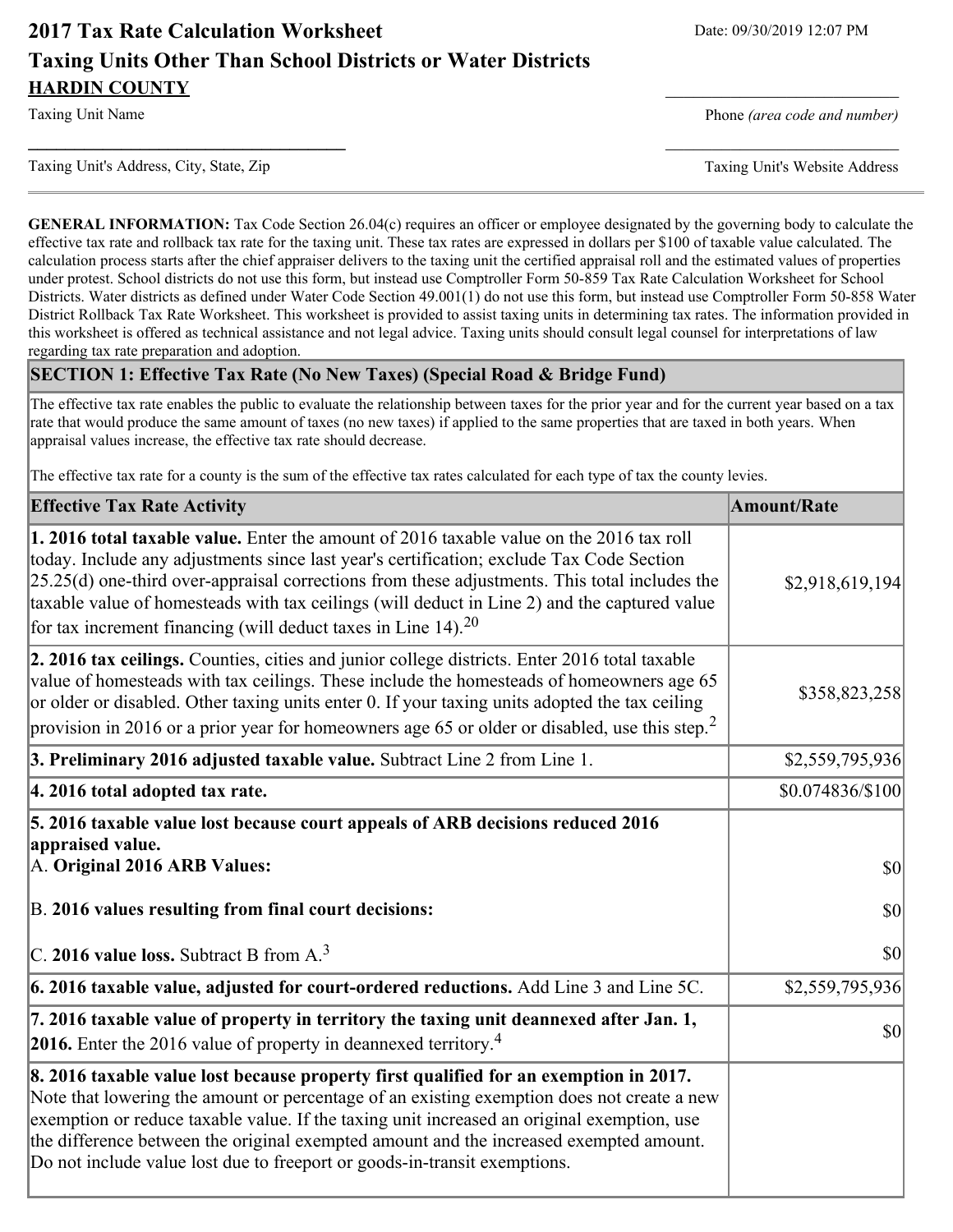# 2017 Tax Rate Calculation Worksheet

Date: 09/30/2019 12:07 PM

## Taxing Units Other Than School Districts or Water Districts

**HARDIN COUNTY**

Taxing Unit Name

Phone *(area code and number)*

Taxing Unit's Address, City, State, Zip

Taxing Unit's Website Address

---

**GENERAL INFORMATION:** Tax Code Section 26.04(c) requires an officer or employee designated by the governing body to calculate the effective tax rate and rollback tax rate for the taxing unit. These tax rates are expressed in dollars per $100 of taxable value calculated. The calculation process starts after the chief appraiser delivers to the taxing unit the certified appraisal roll and the estimated values of properties under protest. School districts do not use this form, but instead use Comptroller Form 50-859 Tax Rate Calculation Worksheet for School Districts. Water districts as defined under Water Code Section 49.001(1) do not use this form, but instead use Comptroller Form 50-858 Water District Rollback Tax Rate Worksheet. This worksheet is provided to assist taxing units in determining tax rates. The information provided in this worksheet is offered as technical assistance and not legal advice. Taxing units should consult legal counsel for interpretations of law regarding tax rate preparation and adoption.

### SECTION 1: Effective Tax Rate (No New Taxes) (Special Road & Bridge Fund)

The effective tax rate enables the public to evaluate the relationship between taxes for the prior year and for the current year based on a tax rate that would produce the same amount of taxes (no new taxes) if applied to the same properties that are taxed in both years. When appraisal values increase, the effective tax rate should decrease.

The effective tax rate for a county is the sum of the effective tax rates calculated for each type of tax the county levies.

| Effective Tax Rate Activity | Amount/Rate |
| --- | --- |
| **1. 2016 total taxable value.** Enter the amount of 2016 taxable value on the 2016 tax roll today. Include any adjustments since last year's certification; exclude Tax Code Section 25.25(d) one-third over-appraisal corrections from these adjustments. This total includes the taxable value of homesteads with tax ceilings (will deduct in Line 2) and the captured value for tax increment financing (will deduct taxes in Line 14).[20] | $2,918,619,194 |
| **2. 2016 tax ceilings.** Counties, cities and junior college districts. Enter 2016 total taxable value of homesteads with tax ceilings. These include the homesteads of homeowners age 65 or older or disabled. Other taxing units enter 0. If your taxing units adopted the tax ceiling provision in 2016 or a prior year for homeowners age 65 or older or disabled, use this step.[2] | $358,823,258 |
| **3. Preliminary 2016 adjusted taxable value.** Subtract Line 2 from Line 1. | $2,559,795,936 |
| **4. 2016 total adopted tax rate.** | $0.074836/$100 |
| **5. 2016 taxable value lost because court appeals of ARB decisions reduced 2016 appraised value.**<br>A. **Original 2016 ARB Values:**<br>B. **2016 values resulting from final court decisions:**<br>C. **2016 value loss.** Subtract B from A.[3] | <br><br>$0<br>$0<br>$0 |
| **6. 2016 taxable value, adjusted for court-ordered reductions.** Add Line 3 and Line 5C. | $2,559,795,936 |
| **7. 2016 taxable value of property in territory the taxing unit deannexed after Jan. 1, 2016.** Enter the 2016 value of property in deannexed territory.[4] | $0 |
| **8. 2016 taxable value lost because property first qualified for an exemption in 2017.** Note that lowering the amount or percentage of an existing exemption does not create a new exemption or reduce taxable value. If the taxing unit increased an original exemption, use the difference between the original exempted amount and the increased exempted amount. Do not include value lost due to freeport or goods-in-transit exemptions. | |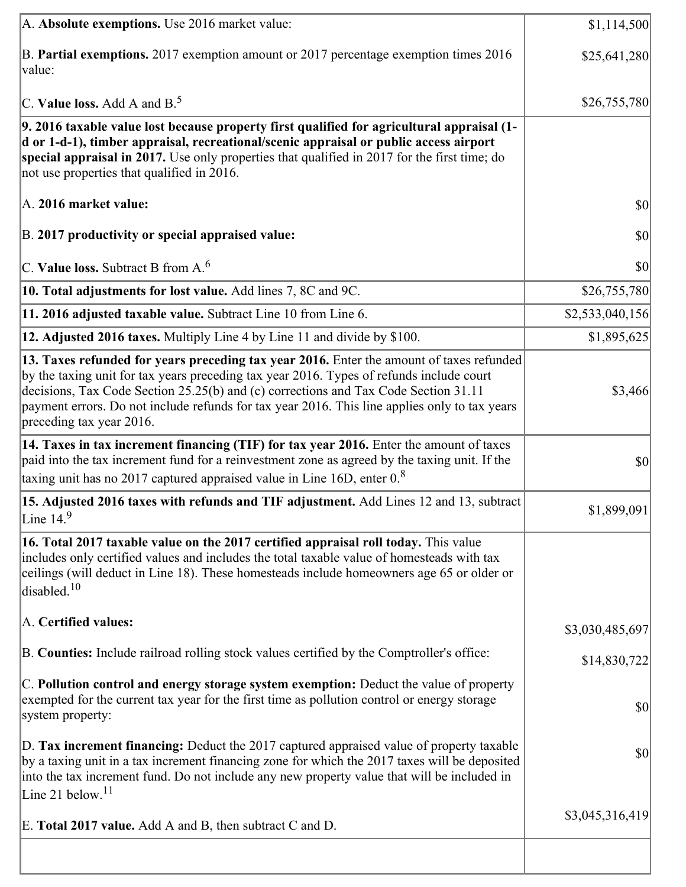| | |
|---|---|
| A. **Absolute exemptions.** Use 2016 market value: | $1,114,500 |
| B. **Partial exemptions.** 2017 exemption amount or 2017 percentage exemption times 2016 value: | $25,641,280 |
| C. **Value loss.** Add A and B.[5] | $26,755,780 |
| **9. 2016 taxable value lost because property first qualified for agricultural appraisal (1-d or 1-d-1), timber appraisal, recreational/scenic appraisal or public access airport special appraisal in 2017.** Use only properties that qualified in 2017 for the first time; do not use properties that qualified in 2016. | |
| A. **2016 market value:** | $0 |
| B. **2017 productivity or special appraised value:** | $0 |
| C. **Value loss.** Subtract B from A.[6] | $0 |
| **10. Total adjustments for lost value.** Add lines 7, 8C and 9C. | $26,755,780 |
| **11. 2016 adjusted taxable value.** Subtract Line 10 from Line 6. | $2,533,040,156 |
| **12. Adjusted 2016 taxes.** Multiply Line 4 by Line 11 and divide by $100. | $1,895,625 |
| **13. Taxes refunded for years preceding tax year 2016.** Enter the amount of taxes refunded by the taxing unit for tax years preceding tax year 2016. Types of refunds include court decisions, Tax Code Section 25.25(b) and (c) corrections and Tax Code Section 31.11 payment errors. Do not include refunds for tax year 2016. This line applies only to tax years preceding tax year 2016. | $3,466 |
| **14. Taxes in tax increment financing (TIF) for tax year 2016.** Enter the amount of taxes paid into the tax increment fund for a reinvestment zone as agreed by the taxing unit. If the taxing unit has no 2017 captured appraised value in Line 16D, enter 0.[8] | $0 |
| **15. Adjusted 2016 taxes with refunds and TIF adjustment.** Add Lines 12 and 13, subtract Line 14.[9] | $1,899,091 |
| **16. Total 2017 taxable value on the 2017 certified appraisal roll today.** This value includes only certified values and includes the total taxable value of homesteads with tax ceilings (will deduct in Line 18). These homesteads include homeowners age 65 or older or disabled.[10] | |
| A. **Certified values:** | $3,030,485,697 |
| B. **Counties:** Include railroad rolling stock values certified by the Comptroller's office: | $14,830,722 |
| C. **Pollution control and energy storage system exemption:** Deduct the value of property exempted for the current tax year for the first time as pollution control or energy storage system property: | $0 |
| D. **Tax increment financing:** Deduct the 2017 captured appraised value of property taxable by a taxing unit in a tax increment financing zone for which the 2017 taxes will be deposited into the tax increment fund. Do not include any new property value that will be included in Line 21 below.[11] | $0 |
| E. **Total 2017 value.** Add A and B, then subtract C and D. | $3,045,316,419 |
| | |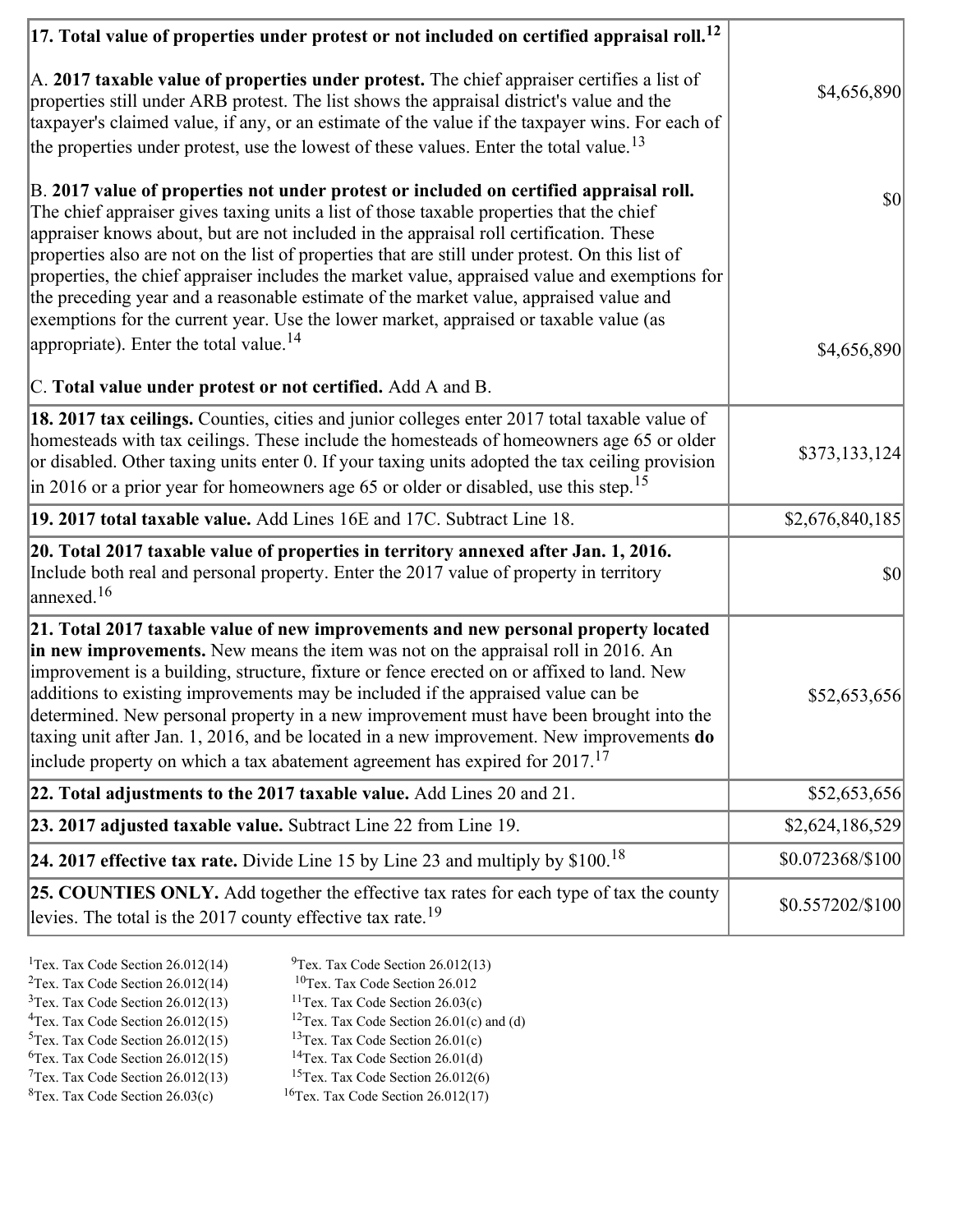| | |
|---|---|
| **17. Total value of properties under protest or not included on certified appraisal roll.**[12]<br><br>A. **2017 taxable value of properties under protest.** The chief appraiser certifies a list of properties still under ARB protest. The list shows the appraisal district's value and the taxpayer's claimed value, if any, or an estimate of the value if the taxpayer wins. For each of the properties under protest, use the lowest of these values. Enter the total value.[13]<br><br>B. **2017 value of properties not under protest or included on certified appraisal roll.** The chief appraiser gives taxing units a list of those taxable properties that the chief appraiser knows about, but are not included in the appraisal roll certification. These properties also are not on the list of properties that are still under protest. On this list of properties, the chief appraiser includes the market value, appraised value and exemptions for the preceding year and a reasonable estimate of the market value, appraised value and exemptions for the current year. Use the lower market, appraised or taxable value (as appropriate). Enter the total value.[14]<br><br>C. **Total value under protest or not certified.** Add A and B. | <br><br>$4,656,890<br><br>$0<br><br>$4,656,890 |
| **18. 2017 tax ceilings.** Counties, cities and junior colleges enter 2017 total taxable value of homesteads with tax ceilings. These include the homesteads of homeowners age 65 or older or disabled. Other taxing units enter 0. If your taxing units adopted the tax ceiling provision in 2016 or a prior year for homeowners age 65 or older or disabled, use this step.[15] | $373,133,124 |
| **19. 2017 total taxable value.** Add Lines 16E and 17C. Subtract Line 18. | $2,676,840,185 |
| **20. Total 2017 taxable value of properties in territory annexed after Jan. 1, 2016.** Include both real and personal property. Enter the 2017 value of property in territory annexed.[16] | $0 |
| **21. Total 2017 taxable value of new improvements and new personal property located in new improvements.** New means the item was not on the appraisal roll in 2016. An improvement is a building, structure, fixture or fence erected on or affixed to land. New additions to existing improvements may be included if the appraised value can be determined. New personal property in a new improvement must have been brought into the taxing unit after Jan. 1, 2016, and be located in a new improvement. New improvements **do** include property on which a tax abatement agreement has expired for 2017.[17] | $52,653,656 |
| **22. Total adjustments to the 2017 taxable value.** Add Lines 20 and 21. | $52,653,656 |
| **23. 2017 adjusted taxable value.** Subtract Line 22 from Line 19. | $2,624,186,529 |
| **24. 2017 effective tax rate.** Divide Line 15 by Line 23 and multiply by $100.[18] | $0.072368/$100 |
| **25. COUNTIES ONLY.** Add together the effective tax rates for each type of tax the county levies. The total is the 2017 county effective tax rate.[19] | $0.557202/$100 |

[1]Tex. Tax Code Section 26.012(14)
[2]Tex. Tax Code Section 26.012(14)
[3]Tex. Tax Code Section 26.012(13)
[4]Tex. Tax Code Section 26.012(15)
[5]Tex. Tax Code Section 26.012(15)
[6]Tex. Tax Code Section 26.012(15)
[7]Tex. Tax Code Section 26.012(13)
[8]Tex. Tax Code Section 26.03(c)
[9]Tex. Tax Code Section 26.012(13)
[10]Tex. Tax Code Section 26.012
[11]Tex. Tax Code Section 26.03(c)
[12]Tex. Tax Code Section 26.01(c) and (d)
[13]Tex. Tax Code Section 26.01(c)
[14]Tex. Tax Code Section 26.01(d)
[15]Tex. Tax Code Section 26.012(6)
[16]Tex. Tax Code Section 26.012(17)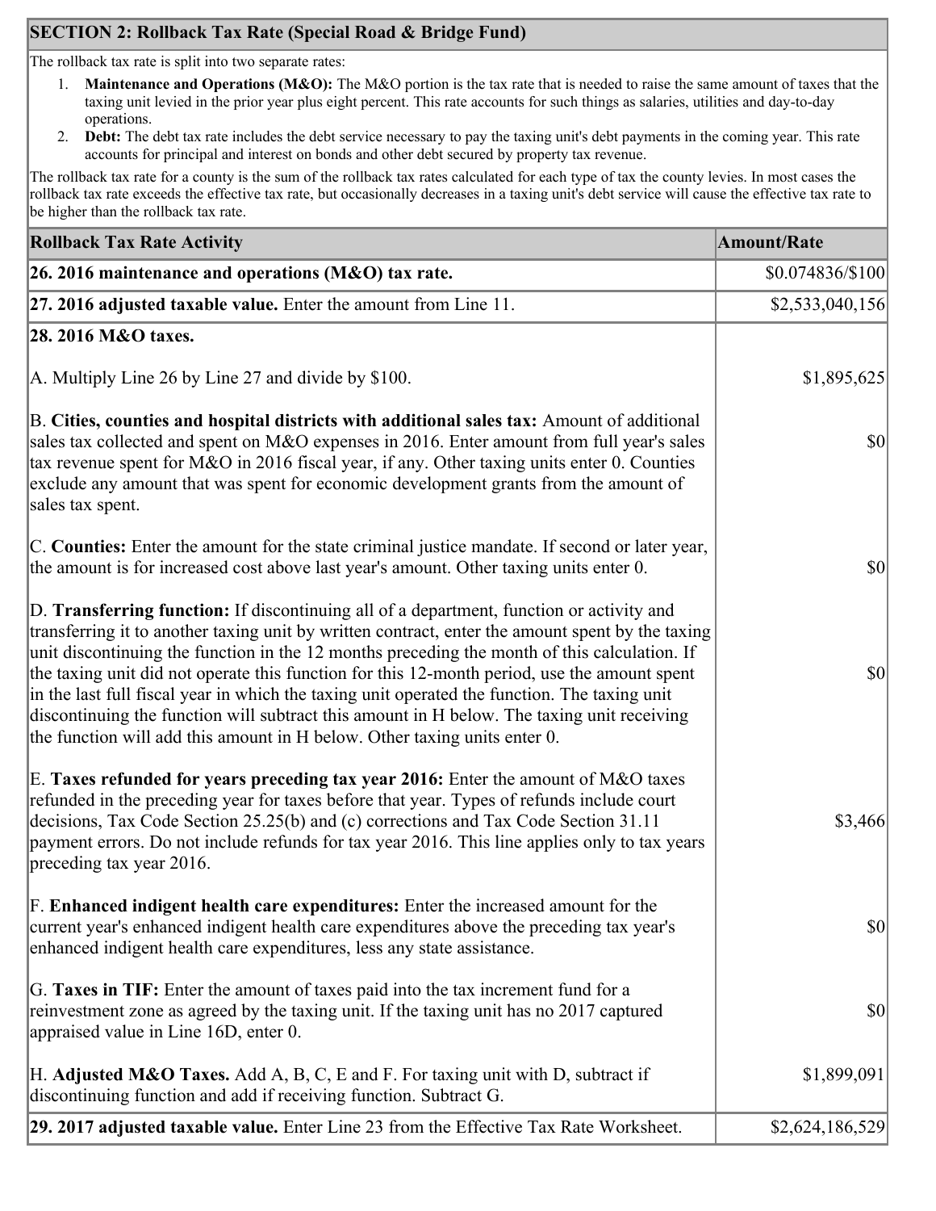## SECTION 2: Rollback Tax Rate (Special Road & Bridge Fund)

The rollback tax rate is split into two separate rates:

1. **Maintenance and Operations (M&O):** The M&O portion is the tax rate that is needed to raise the same amount of taxes that the taxing unit levied in the prior year plus eight percent. This rate accounts for such things as salaries, utilities and day-to-day operations.
2. **Debt:** The debt tax rate includes the debt service necessary to pay the taxing unit's debt payments in the coming year. This rate accounts for principal and interest on bonds and other debt secured by property tax revenue.

The rollback tax rate for a county is the sum of the rollback tax rates calculated for each type of tax the county levies. In most cases the rollback tax rate exceeds the effective tax rate, but occasionally decreases in a taxing unit's debt service will cause the effective tax rate to be higher than the rollback tax rate.

| Rollback Tax Rate Activity | Amount/Rate |
|---|---|
| **26. 2016 maintenance and operations (M&O) tax rate.** | $0.074836/$100 |
| **27. 2016 adjusted taxable value.** Enter the amount from Line 11. | $2,533,040,156 |
| **28. 2016 M&O taxes.** | |
| A. Multiply Line 26 by Line 27 and divide by $100. | $1,895,625 |
| B. **Cities, counties and hospital districts with additional sales tax:** Amount of additional sales tax collected and spent on M&O expenses in 2016. Enter amount from full year's sales tax revenue spent for M&O in 2016 fiscal year, if any. Other taxing units enter 0. Counties exclude any amount that was spent for economic development grants from the amount of sales tax spent. | $0 |
| C. **Counties:** Enter the amount for the state criminal justice mandate. If second or later year, the amount is for increased cost above last year's amount. Other taxing units enter 0. | $0 |
| D. **Transferring function:** If discontinuing all of a department, function or activity and transferring it to another taxing unit by written contract, enter the amount spent by the taxing unit discontinuing the function in the 12 months preceding the month of this calculation. If the taxing unit did not operate this function for this 12-month period, use the amount spent in the last full fiscal year in which the taxing unit operated the function. The taxing unit discontinuing the function will subtract this amount in H below. The taxing unit receiving the function will add this amount in H below. Other taxing units enter 0. | $0 |
| E. **Taxes refunded for years preceding tax year 2016:** Enter the amount of M&O taxes refunded in the preceding year for taxes before that year. Types of refunds include court decisions, Tax Code Section 25.25(b) and (c) corrections and Tax Code Section 31.11 payment errors. Do not include refunds for tax year 2016. This line applies only to tax years preceding tax year 2016. | $3,466 |
| F. **Enhanced indigent health care expenditures:** Enter the increased amount for the current year's enhanced indigent health care expenditures above the preceding tax year's enhanced indigent health care expenditures, less any state assistance. | $0 |
| G. **Taxes in TIF:** Enter the amount of taxes paid into the tax increment fund for a reinvestment zone as agreed by the taxing unit. If the taxing unit has no 2017 captured appraised value in Line 16D, enter 0. | $0 |
| H. **Adjusted M&O Taxes.** Add A, B, C, E and F. For taxing unit with D, subtract if discontinuing function and add if receiving function. Subtract G. | $1,899,091 |
| **29. 2017 adjusted taxable value.** Enter Line 23 from the Effective Tax Rate Worksheet. | $2,624,186,529 |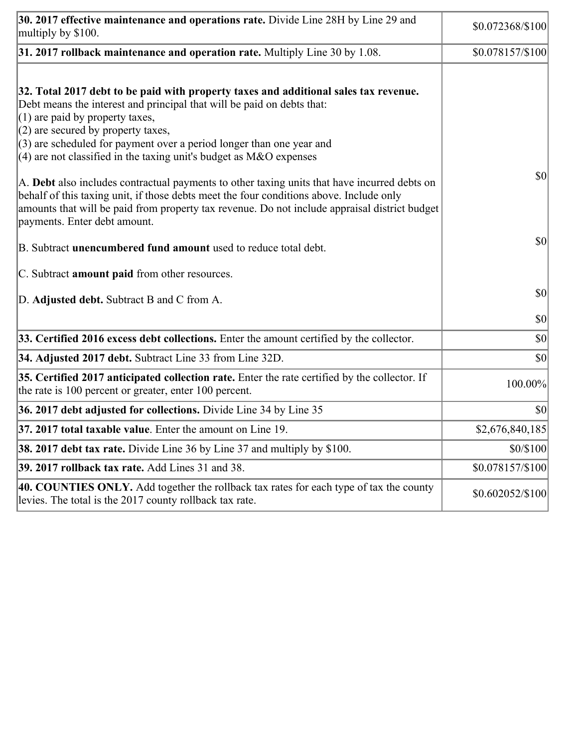| | |
|---|---|
| **30. 2017 effective maintenance and operations rate.** Divide Line 28H by Line 29 and multiply by $100. | $0.072368/$100 |
| **31. 2017 rollback maintenance and operation rate.** Multiply Line 30 by 1.08. | $0.078157/$100 |
| **32. Total 2017 debt to be paid with property taxes and additional sales tax revenue.** Debt means the interest and principal that will be paid on debts that:<br>(1) are paid by property taxes,<br>(2) are secured by property taxes,<br>(3) are scheduled for payment over a period longer than one year and<br>(4) are not classified in the taxing unit's budget as M&O expenses<br><br>A. **Debt** also includes contractual payments to other taxing units that have incurred debts on behalf of this taxing unit, if those debts meet the four conditions above. Include only amounts that will be paid from property tax revenue. Do not include appraisal district budget payments. Enter debt amount.<br><br>B. Subtract **unencumbered fund amount** used to reduce total debt.<br><br>C. Subtract **amount paid** from other resources.<br><br>D. **Adjusted debt.** Subtract B and C from A. | $0<br><br>$0<br><br>$0<br><br>$0 |
| **33. Certified 2016 excess debt collections.** Enter the amount certified by the collector. | $0 |
| **34. Adjusted 2017 debt.** Subtract Line 33 from Line 32D. | $0 |
| **35. Certified 2017 anticipated collection rate.** Enter the rate certified by the collector. If the rate is 100 percent or greater, enter 100 percent. | 100.00% |
| **36. 2017 debt adjusted for collections.** Divide Line 34 by Line 35 | $0 |
| **37. 2017 total taxable value**. Enter the amount on Line 19. | $2,676,840,185 |
| **38. 2017 debt tax rate.** Divide Line 36 by Line 37 and multiply by $100. | $0/$100 |
| **39. 2017 rollback tax rate.** Add Lines 31 and 38. | $0.078157/$100 |
| **40. COUNTIES ONLY.** Add together the rollback tax rates for each type of tax the county levies. The total is the 2017 county rollback tax rate. | $0.602052/$100 |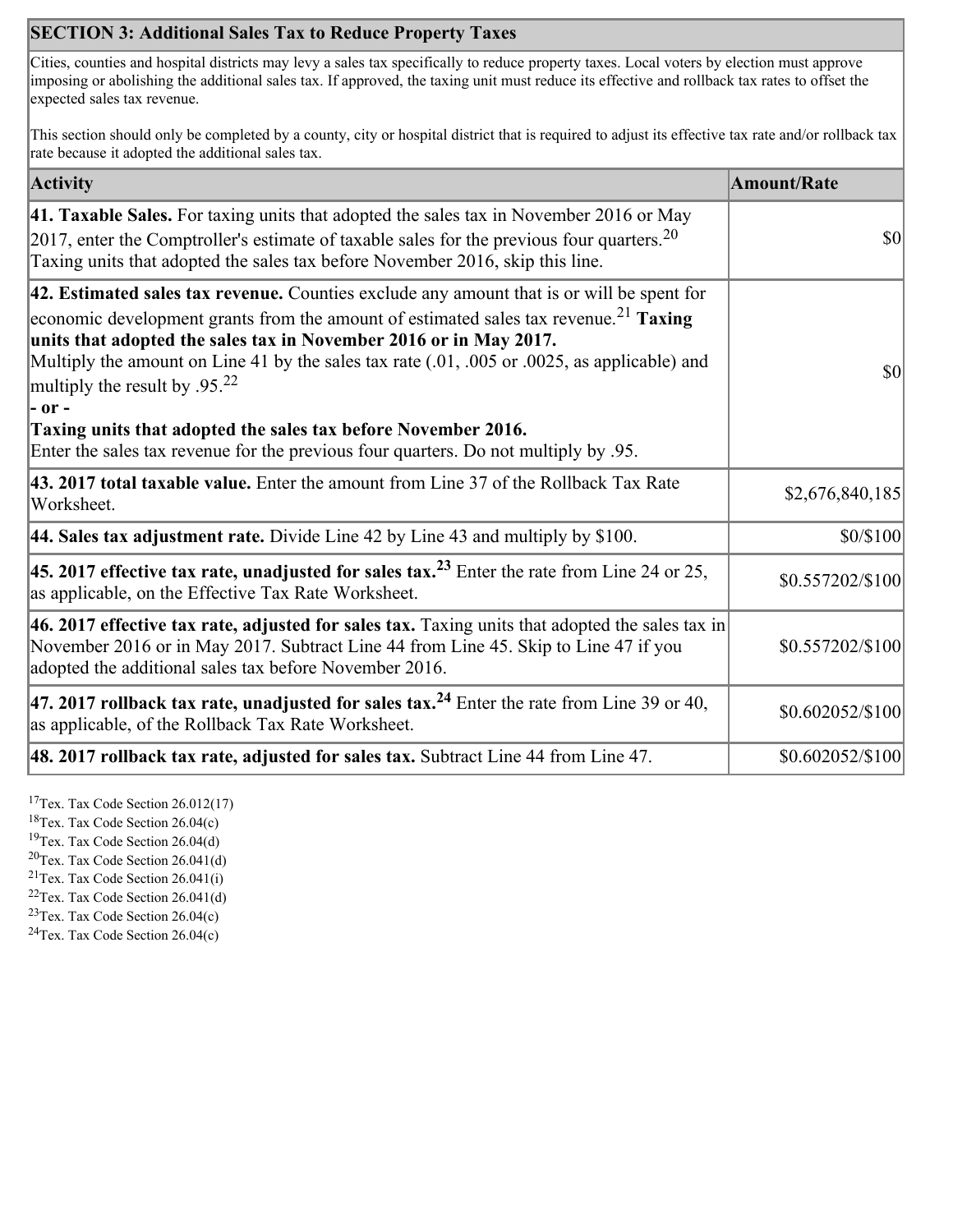## SECTION 3: Additional Sales Tax to Reduce Property Taxes

Cities, counties and hospital districts may levy a sales tax specifically to reduce property taxes. Local voters by election must approve imposing or abolishing the additional sales tax. If approved, the taxing unit must reduce its effective and rollback tax rates to offset the expected sales tax revenue.

This section should only be completed by a county, city or hospital district that is required to adjust its effective tax rate and/or rollback tax rate because it adopted the additional sales tax.

| Activity | Amount/Rate |
|---|---|
| **41. Taxable Sales.** For taxing units that adopted the sales tax in November 2016 or May 2017, enter the Comptroller's estimate of taxable sales for the previous four quarters.[20] Taxing units that adopted the sales tax before November 2016, skip this line. | $0 |
| **42. Estimated sales tax revenue.** Counties exclude any amount that is or will be spent for economic development grants from the amount of estimated sales tax revenue.[21] **Taxing units that adopted the sales tax in November 2016 or in May 2017.** Multiply the amount on Line 41 by the sales tax rate (.01, .005 or .0025, as applicable) and multiply the result by .95.[22] **- or -** **Taxing units that adopted the sales tax before November 2016.** Enter the sales tax revenue for the previous four quarters. Do not multiply by .95. | $0 |
| **43. 2017 total taxable value.** Enter the amount from Line 37 of the Rollback Tax Rate Worksheet. | $2,676,840,185 |
| **44. Sales tax adjustment rate.** Divide Line 42 by Line 43 and multiply by $100. | $0/$100 |
| **45. 2017 effective tax rate, unadjusted for sales tax.**[23] Enter the rate from Line 24 or 25, as applicable, on the Effective Tax Rate Worksheet. | $0.557202/$100 |
| **46. 2017 effective tax rate, adjusted for sales tax.** Taxing units that adopted the sales tax in November 2016 or in May 2017. Subtract Line 44 from Line 45. Skip to Line 47 if you adopted the additional sales tax before November 2016. | $0.557202/$100 |
| **47. 2017 rollback tax rate, unadjusted for sales tax.**[24] Enter the rate from Line 39 or 40, as applicable, of the Rollback Tax Rate Worksheet. | $0.602052/$100 |
| **48. 2017 rollback tax rate, adjusted for sales tax.** Subtract Line 44 from Line 47. | $0.602052/$100 |

[17] Tex. Tax Code Section 26.012(17)
[18] Tex. Tax Code Section 26.04(c)
[19] Tex. Tax Code Section 26.04(d)
[20] Tex. Tax Code Section 26.041(d)
[21] Tex. Tax Code Section 26.041(i)
[22] Tex. Tax Code Section 26.041(d)
[23] Tex. Tax Code Section 26.04(c)
[24] Tex. Tax Code Section 26.04(c)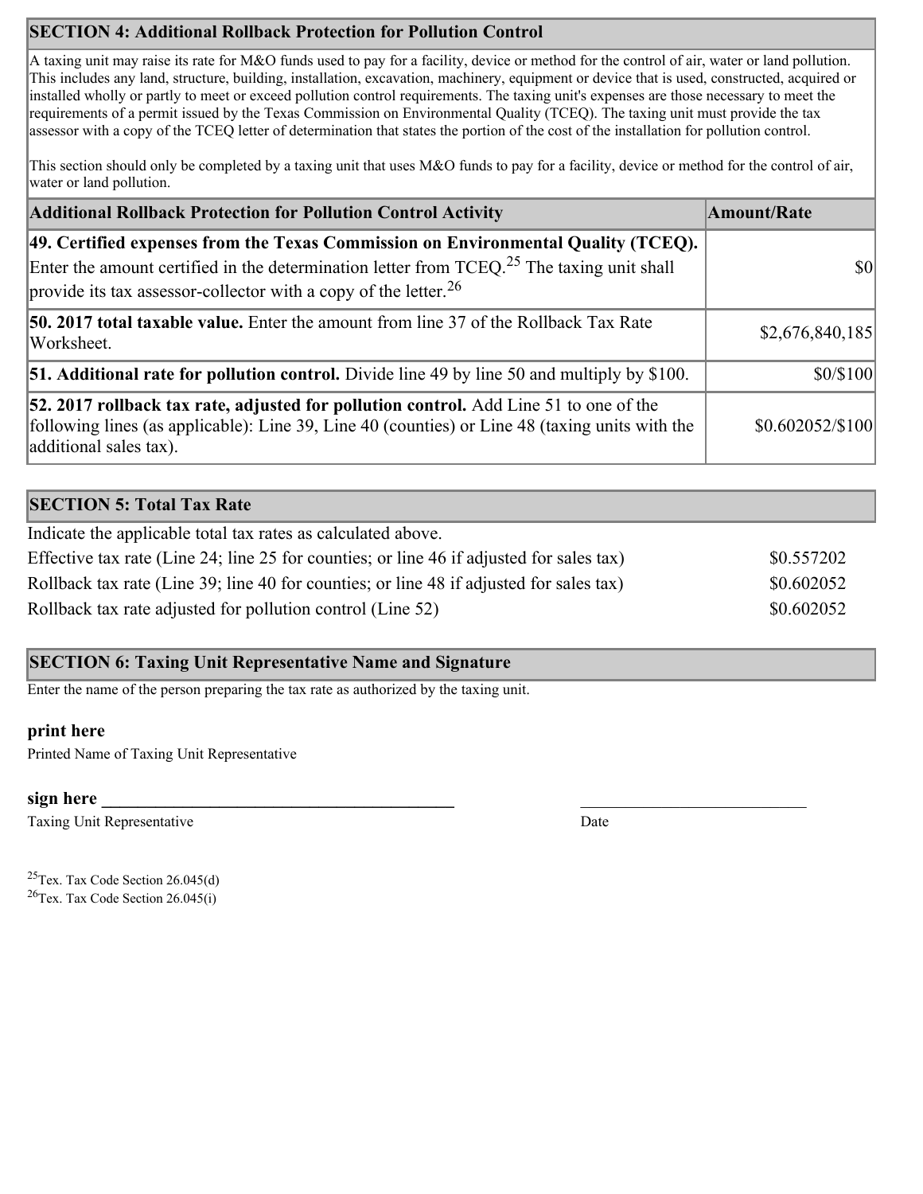## SECTION 4: Additional Rollback Protection for Pollution Control

A taxing unit may raise its rate for M&O funds used to pay for a facility, device or method for the control of air, water or land pollution. This includes any land, structure, building, installation, excavation, machinery, equipment or device that is used, constructed, acquired or installed wholly or partly to meet or exceed pollution control requirements. The taxing unit's expenses are those necessary to meet the requirements of a permit issued by the Texas Commission on Environmental Quality (TCEQ). The taxing unit must provide the tax assessor with a copy of the TCEQ letter of determination that states the portion of the cost of the installation for pollution control.

This section should only be completed by a taxing unit that uses M&O funds to pay for a facility, device or method for the control of air, water or land pollution.

| Additional Rollback Protection for Pollution Control Activity | Amount/Rate |
|---|---|
| **49. Certified expenses from the Texas Commission on Environmental Quality (TCEQ).** Enter the amount certified in the determination letter from TCEQ.[25] The taxing unit shall provide its tax assessor-collector with a copy of the letter.[26] | $0 |
| **50. 2017 total taxable value.** Enter the amount from line 37 of the Rollback Tax Rate Worksheet. | $2,676,840,185 |
| **51. Additional rate for pollution control.** Divide line 49 by line 50 and multiply by $100. | $0/$100 |
| **52. 2017 rollback tax rate, adjusted for pollution control.** Add Line 51 to one of the following lines (as applicable): Line 39, Line 40 (counties) or Line 48 (taxing units with the additional sales tax). | $0.602052/$100 |

## SECTION 5: Total Tax Rate

Indicate the applicable total tax rates as calculated above.

| | |
|---|---|
| Effective tax rate (Line 24; line 25 for counties; or line 46 if adjusted for sales tax) | $0.557202 |
| Rollback tax rate (Line 39; line 40 for counties; or line 48 if adjusted for sales tax) | $0.602052 |
| Rollback tax rate adjusted for pollution control (Line 52) | $0.602052 |

## SECTION 6: Taxing Unit Representative Name and Signature

Enter the name of the person preparing the tax rate as authorized by the taxing unit.

**print here**

Printed Name of Taxing Unit Representative

**sign here** ________________________________________ ____________________________

Taxing Unit Representative Date

[25] Tex. Tax Code Section 26.045(d)

[26] Tex. Tax Code Section 26.045(i)